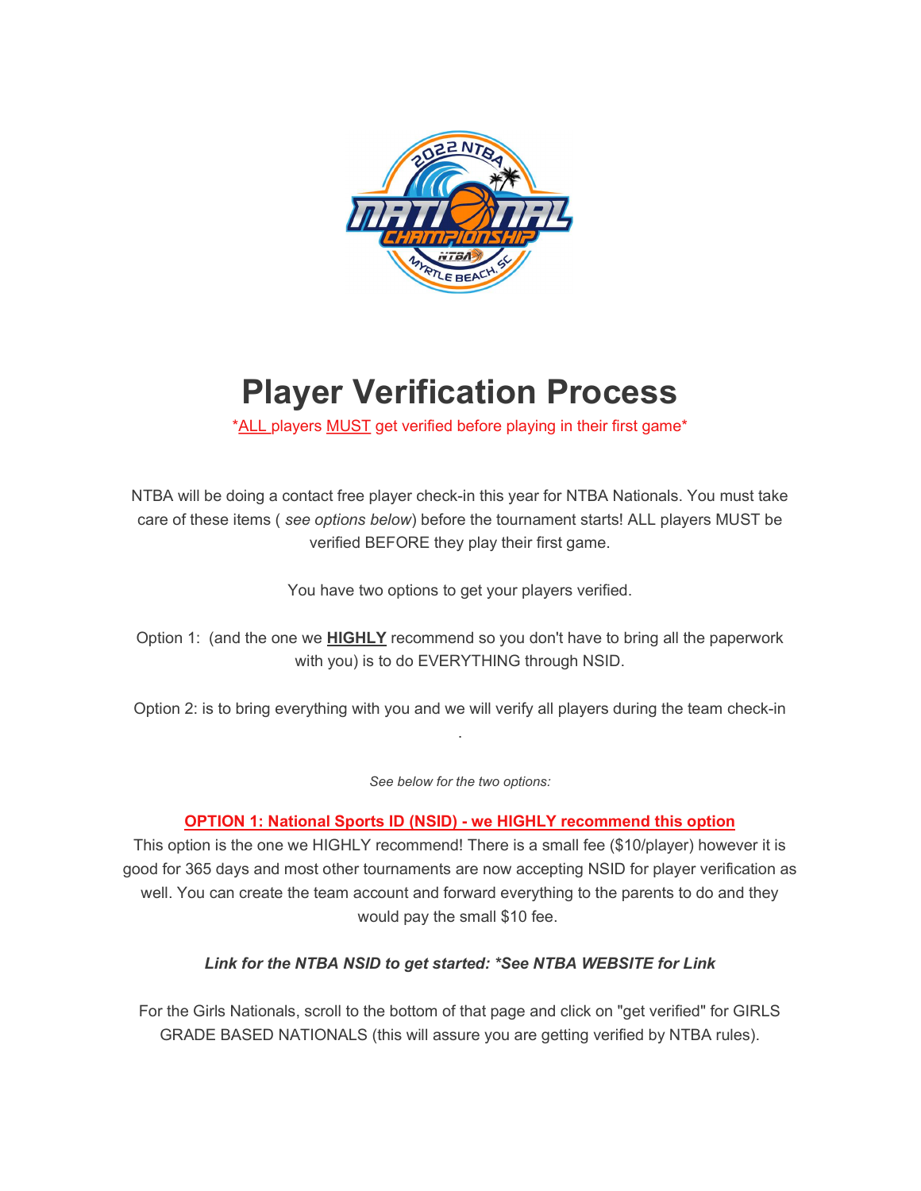# Player Verification Process

*ALL players MUST get verified before playing in their first game*

NTBA will be doing a contact free player check-in this year for NTBA Nationals. You must take care of these items ( *see options below*) before the tournament starts! ALL players MUST be verified BEFORE they play their first game.

You have two options to get your players verified.

Option 1: (and the one we **HIGHLY** recommend so you don't have to bring all the paperwork with you) is to do EVERYTHING through NSID.

Option 2: is to bring everything with you and we will verify all players during the team check-in

.

*See below for the two options:*

**OPTION 1: National Sports ID (NSID) - we HIGHLY recommend this option**

This option is the one we HIGHLY recommend! There is a small fee ($10/player) however it is good for 365 days and most other tournaments are now accepting NSID for player verification as well. You can create the team account and forward everything to the parents to do and they would pay the small $10 fee.

***Link for the NTBA NSID to get started: *See NTBA WEBSITE for Link***

For the Girls Nationals, scroll to the bottom of that page and click on "get verified" for GIRLS GRADE BASED NATIONALS (this will assure you are getting verified by NTBA rules).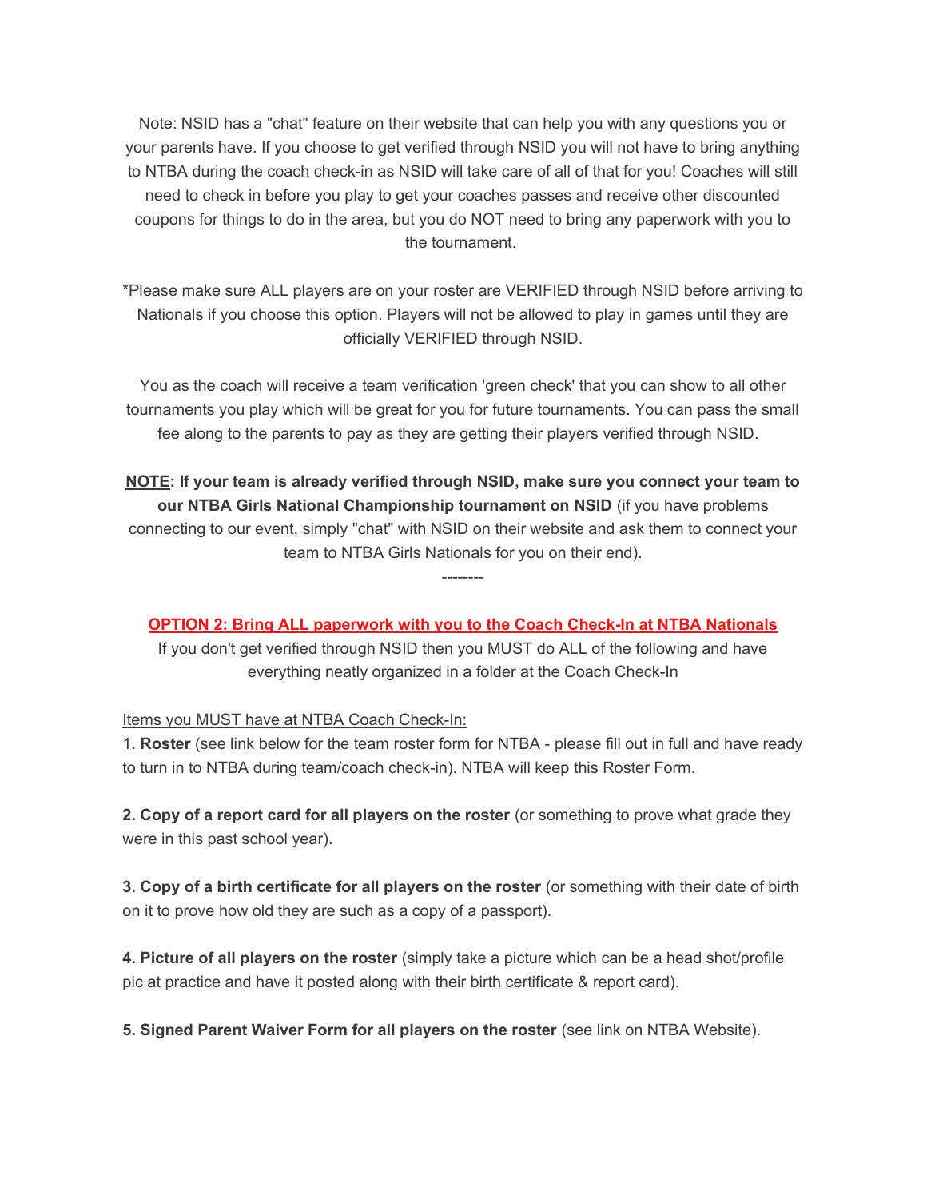Note: NSID has a "chat" feature on their website that can help you with any questions you or your parents have. If you choose to get verified through NSID you will not have to bring anything to NTBA during the coach check-in as NSID will take care of all of that for you! Coaches will still need to check in before you play to get your coaches passes and receive other discounted coupons for things to do in the area, but you do NOT need to bring any paperwork with you to the tournament.

*Please make sure ALL players are on your roster are VERIFIED through NSID before arriving to Nationals if you choose this option. Players will not be allowed to play in games until they are officially VERIFIED through NSID.

You as the coach will receive a team verification 'green check' that you can show to all other tournaments you play which will be great for you for future tournaments. You can pass the small fee along to the parents to pay as they are getting their players verified through NSID.

**NOTE: If your team is already verified through NSID, make sure you connect your team to our NTBA Girls National Championship tournament on NSID** (if you have problems connecting to our event, simply "chat" with NSID on their website and ask them to connect your team to NTBA Girls Nationals for you on their end).

--------

**OPTION 2: Bring ALL paperwork with you to the Coach Check-In at NTBA Nationals**

If you don't get verified through NSID then you MUST do ALL of the following and have everything neatly organized in a folder at the Coach Check-In

Items you MUST have at NTBA Coach Check-In:

1. **Roster** (see link below for the team roster form for NTBA - please fill out in full and have ready to turn in to NTBA during team/coach check-in). NTBA will keep this Roster Form.

2. **Copy of a report card for all players on the roster** (or something to prove what grade they were in this past school year).

3. **Copy of a birth certificate for all players on the roster** (or something with their date of birth on it to prove how old they are such as a copy of a passport).

4. **Picture of all players on the roster** (simply take a picture which can be a head shot/profile pic at practice and have it posted along with their birth certificate & report card).

5. **Signed Parent Waiver Form for all players on the roster** (see link on NTBA Website).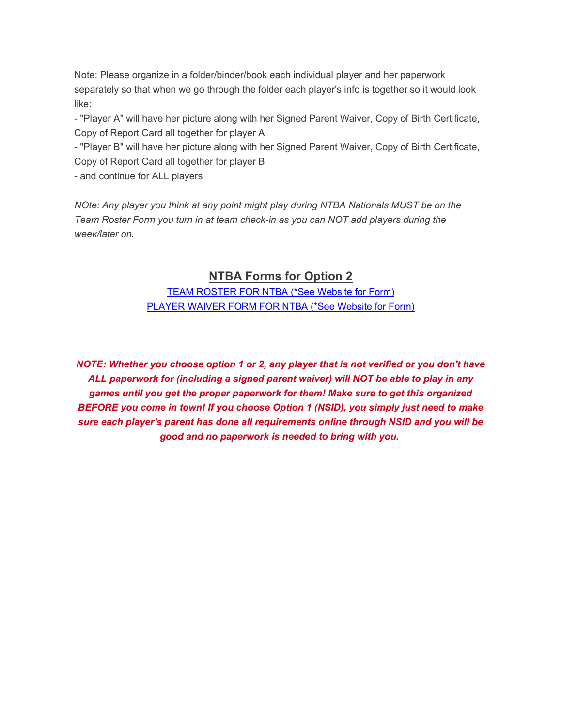Note: Please organize in a folder/binder/book each individual player and her paperwork separately so that when we go through the folder each player's info is together so it would look like:

- "Player A" will have her picture along with her Signed Parent Waiver, Copy of Birth Certificate, Copy of Report Card all together for player A
- "Player B" will have her picture along with her Signed Parent Waiver, Copy of Birth Certificate, Copy of Report Card all together for player B
- and continue for ALL players

*NOte: Any player you think at any point might play during NTBA Nationals MUST be on the Team Roster Form you turn in at team check-in as you can NOT add players during the week/later on.*

## NTBA Forms for Option 2

TEAM ROSTER FOR NTBA (*See Website for Form)

PLAYER WAIVER FORM FOR NTBA (*See Website for Form)

***NOTE: Whether you choose option 1 or 2, any player that is not verified or you don't have ALL paperwork for (including a signed parent waiver) will NOT be able to play in any games until you get the proper paperwork for them! Make sure to get this organized BEFORE you come in town! If you choose Option 1 (NSID), you simply just need to make sure each player's parent has done all requirements online through NSID and you will be good and no paperwork is needed to bring with you.***